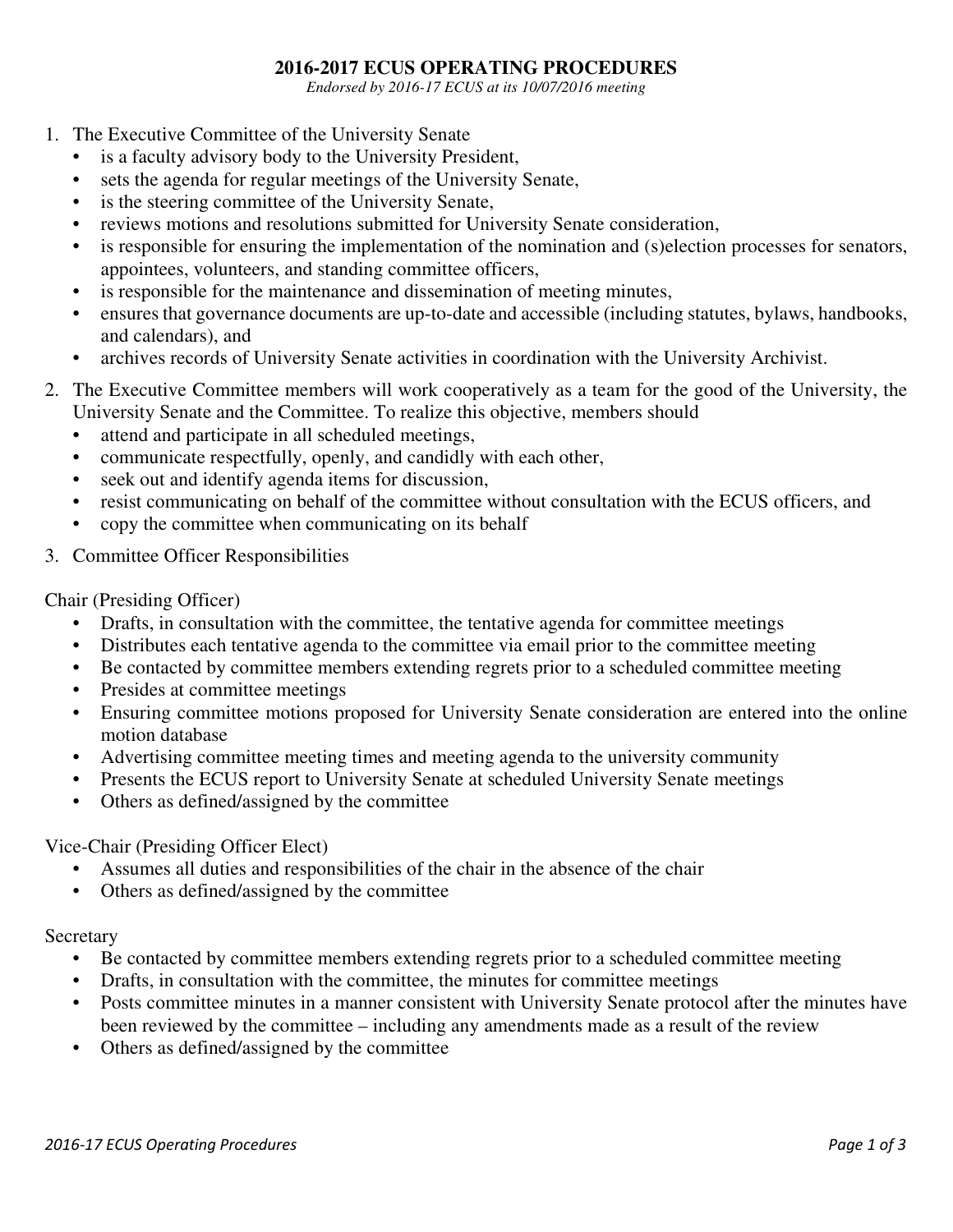# 2016-2017 ECUS OPERATING PROCEDURES

*Endorsed by 2016-17 ECUS at its 10/07/2016 meeting*

1. The Executive Committee of the University Senate
   - is a faculty advisory body to the University President,
   - sets the agenda for regular meetings of the University Senate,
   - is the steering committee of the University Senate,
   - reviews motions and resolutions submitted for University Senate consideration,
   - is responsible for ensuring the implementation of the nomination and (s)election processes for senators, appointees, volunteers, and standing committee officers,
   - is responsible for the maintenance and dissemination of meeting minutes,
   - ensures that governance documents are up-to-date and accessible (including statutes, bylaws, handbooks, and calendars), and
   - archives records of University Senate activities in coordination with the University Archivist.
2. The Executive Committee members will work cooperatively as a team for the good of the University, the University Senate and the Committee. To realize this objective, members should
   - attend and participate in all scheduled meetings,
   - communicate respectfully, openly, and candidly with each other,
   - seek out and identify agenda items for discussion,
   - resist communicating on behalf of the committee without consultation with the ECUS officers, and
   - copy the committee when communicating on its behalf
3. Committee Officer Responsibilities

Chair (Presiding Officer)

- Drafts, in consultation with the committee, the tentative agenda for committee meetings
- Distributes each tentative agenda to the committee via email prior to the committee meeting
- Be contacted by committee members extending regrets prior to a scheduled committee meeting
- Presides at committee meetings
- Ensuring committee motions proposed for University Senate consideration are entered into the online motion database
- Advertising committee meeting times and meeting agenda to the university community
- Presents the ECUS report to University Senate at scheduled University Senate meetings
- Others as defined/assigned by the committee

Vice-Chair (Presiding Officer Elect)

- Assumes all duties and responsibilities of the chair in the absence of the chair
- Others as defined/assigned by the committee

Secretary

- Be contacted by committee members extending regrets prior to a scheduled committee meeting
- Drafts, in consultation with the committee, the minutes for committee meetings
- Posts committee minutes in a manner consistent with University Senate protocol after the minutes have been reviewed by the committee – including any amendments made as a result of the review
- Others as defined/assigned by the committee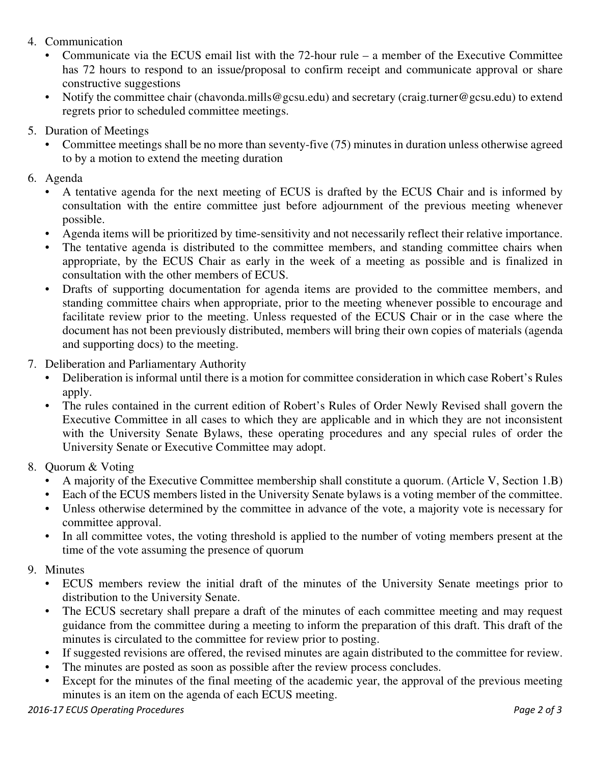4. Communication
   - Communicate via the ECUS email list with the 72-hour rule – a member of the Executive Committee has 72 hours to respond to an issue/proposal to confirm receipt and communicate approval or share constructive suggestions
   - Notify the committee chair (chavonda.mills@gcsu.edu) and secretary (craig.turner@gcsu.edu) to extend regrets prior to scheduled committee meetings.

5. Duration of Meetings
   - Committee meetings shall be no more than seventy-five (75) minutes in duration unless otherwise agreed to by a motion to extend the meeting duration

6. Agenda
   - A tentative agenda for the next meeting of ECUS is drafted by the ECUS Chair and is informed by consultation with the entire committee just before adjournment of the previous meeting whenever possible.
   - Agenda items will be prioritized by time-sensitivity and not necessarily reflect their relative importance.
   - The tentative agenda is distributed to the committee members, and standing committee chairs when appropriate, by the ECUS Chair as early in the week of a meeting as possible and is finalized in consultation with the other members of ECUS.
   - Drafts of supporting documentation for agenda items are provided to the committee members, and standing committee chairs when appropriate, prior to the meeting whenever possible to encourage and facilitate review prior to the meeting. Unless requested of the ECUS Chair or in the case where the document has not been previously distributed, members will bring their own copies of materials (agenda and supporting docs) to the meeting.

7. Deliberation and Parliamentary Authority
   - Deliberation is informal until there is a motion for committee consideration in which case Robert's Rules apply.
   - The rules contained in the current edition of Robert's Rules of Order Newly Revised shall govern the Executive Committee in all cases to which they are applicable and in which they are not inconsistent with the University Senate Bylaws, these operating procedures and any special rules of order the University Senate or Executive Committee may adopt.

8. Quorum & Voting
   - A majority of the Executive Committee membership shall constitute a quorum. (Article V, Section 1.B)
   - Each of the ECUS members listed in the University Senate bylaws is a voting member of the committee.
   - Unless otherwise determined by the committee in advance of the vote, a majority vote is necessary for committee approval.
   - In all committee votes, the voting threshold is applied to the number of voting members present at the time of the vote assuming the presence of quorum

9. Minutes
   - ECUS members review the initial draft of the minutes of the University Senate meetings prior to distribution to the University Senate.
   - The ECUS secretary shall prepare a draft of the minutes of each committee meeting and may request guidance from the committee during a meeting to inform the preparation of this draft. This draft of the minutes is circulated to the committee for review prior to posting.
   - If suggested revisions are offered, the revised minutes are again distributed to the committee for review.
   - The minutes are posted as soon as possible after the review process concludes.
   - Except for the minutes of the final meeting of the academic year, the approval of the previous meeting minutes is an item on the agenda of each ECUS meeting.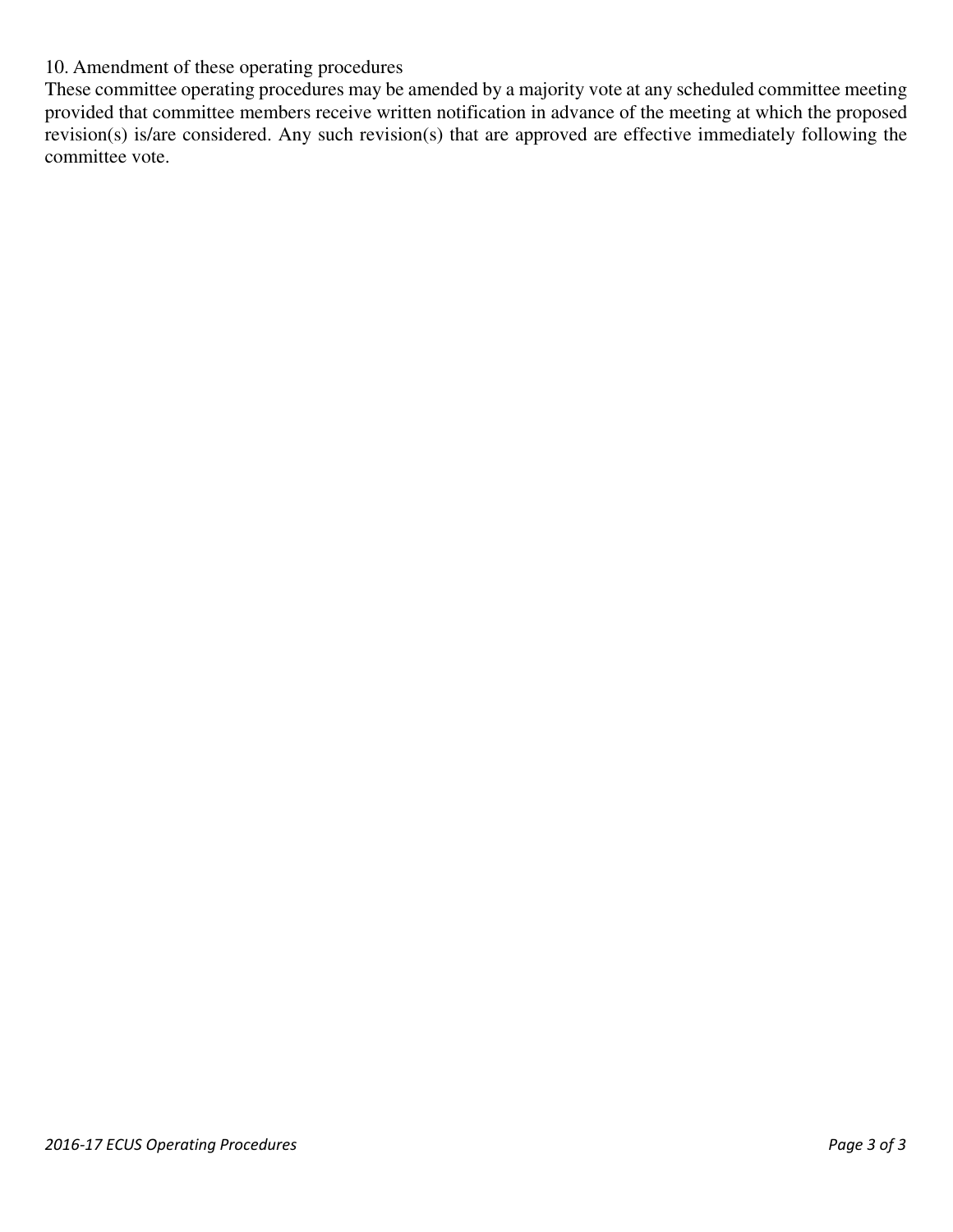10. Amendment of these operating procedures

These committee operating procedures may be amended by a majority vote at any scheduled committee meeting provided that committee members receive written notification in advance of the meeting at which the proposed revision(s) is/are considered. Any such revision(s) that are approved are effective immediately following the committee vote.